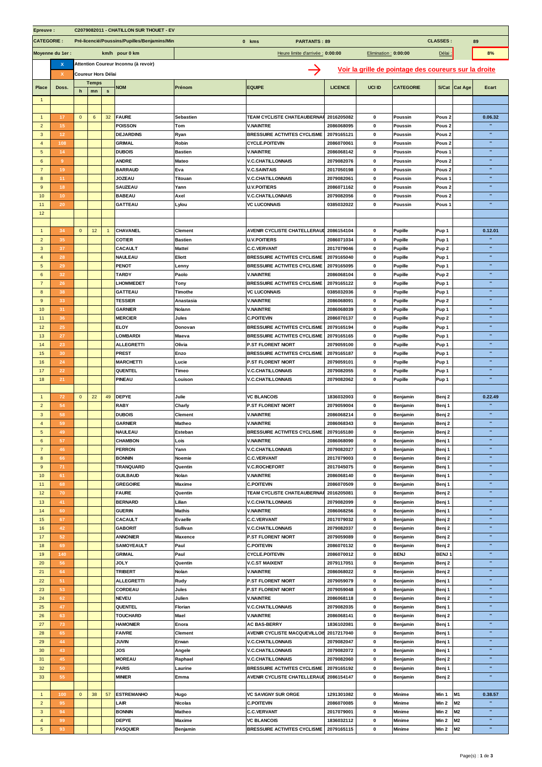| Epreuve : | C2079082011 - CHATILLON SUR THOUET - EV | | | | | | | | | | | | | |
|---|---|---|---|---|---|---|---|---|---|---|---|---|---|---|
| CATEGORIE : | Pré-licencié/Poussins/Pupilles/Benjamins/Min | | | | 0 kms | PARTANTS : 89 | | | | | CLASSES : | | 89 | |
| Moyenne du 1er : | km/h pour 0 km | | | | | Heure limite d'arrivée : 0:00:00 | | Elimination : 0:00:00 | | | Délai : | | 8% | |
| | X | Attention Coureur Inconnu (à revoir) | | | | Voir la grille de pointage des coureurs sur la droite | | | | | | | | |
| | X | Coureur Hors Délai | | | | | | | | | | | | |

| Place | Doss. | h | mn | s | NOM | Prénom | EQUIPE | LICENCE | UCI ID | CATEGORIE | S/Cat | Cat Age | Ecart |
|---|---|---|---|---|---|---|---|---|---|---|---|---|---|
| 1 | | | | | | | | | | | | | |
| | | | | | | | | | | | | | |
| 1 | 17 | 0 | 6 | 32 | FAURE | Sebastien | TEAM CYCLISTE CHATEAUBERNAF | 2016205082 | 0 | Poussin | Pous 2 | | 0.06.32 |
| 2 | 15 | | | | POISSON | Tom | V.NAINTRE | 2086068095 | 0 | Poussin | Pous 2 | | " |
| 3 | 12 | | | | DEJARDINS | Ryan | BRESSUIRE ACTIVITES CYCLISME | 2079165121 | 0 | Poussin | Pous 2 | | " |
| 4 | 108 | | | | GRIMAL | Robin | CYCLE.POITEVIN | 2086070061 | 0 | Poussin | Pous 2 | | " |
| 5 | 14 | | | | DUBOIS | Bastien | V.NAINTRE | 2086068142 | 0 | Poussin | Pous 1 | | " |
| 6 | 9 | | | | ANDRE | Mateo | V.C.CHATILLONNAIS | 2079082076 | 0 | Poussin | Pous 2 | | " |
| 7 | 19 | | | | BARRAUD | Eva | V.C.SAINTAIS | 2017050198 | 0 | Poussin | Pous 2 | | " |
| 8 | 11 | | | | JOZEAU | Titouan | V.C.CHATILLONNAIS | 2079082061 | 0 | Poussin | Pous 1 | | " |
| 9 | 18 | | | | SAUZEAU | Yann | U.V.POITIERS | 2086071162 | 0 | Poussin | Pous 2 | | " |
| 10 | 10 | | | | BABEAU | Axel | V.C.CHATILLONNAIS | 2079082056 | 0 | Poussin | Pous 2 | | " |
| 11 | 20 | | | | GATTEAU | Lylou | VC LUCONNAIS | 0385032022 | 0 | Poussin | Pous 1 | | " |
| 12 | | | | | | | | | | | | | |
| | | | | | | | | | | | | | |
| 1 | 34 | 0 | 12 | 1 | CHAVANEL | Clement | AVENIR CYCLISTE CHATELLERAUD | 2086154104 | 0 | Pupille | Pup 1 | | 0.12.01 |
| 2 | 35 | | | | COTIER | Bastien | U.V.POITIERS | 2086071034 | 0 | Pupille | Pup 1 | | " |
| 3 | 37 | | | | CACAULT | Matteï | C.C.VERVANT | 2017079046 | 0 | Pupille | Pup 2 | | " |
| 4 | 28 | | | | NAULEAU | Eliott | BRESSUIRE ACTIVITES CYCLISME | 2079165040 | 0 | Pupille | Pup 1 | | " |
| 5 | 29 | | | | PENOT | Lenny | BRESSUIRE ACTIVITES CYCLISME | 2079165095 | 0 | Pupille | Pup 1 | | " |
| 6 | 32 | | | | TARDY | Paolo | V.NAINTRE | 2086068104 | 0 | Pupille | Pup 2 | | " |
| 7 | 26 | | | | LHOMMEDET | Tony | BRESSUIRE ACTIVITES CYCLISME | 2079165122 | 0 | Pupille | Pup 1 | | " |
| 8 | 38 | | | | GATTEAU | Timothe | VC LUCONNAIS | 0385032036 | 0 | Pupille | Pup 1 | | " |
| 9 | 33 | | | | TESSIER | Anastasia | V.NAINTRE | 2086068091 | 0 | Pupille | Pup 2 | | " |
| 10 | 31 | | | | GARNIER | Nolann | V.NAINTRE | 2086068039 | 0 | Pupille | Pup 1 | | " |
| 11 | 36 | | | | MERCIER | Jules | C.POITEVIN | 2086070137 | 0 | Pupille | Pup 2 | | " |
| 12 | 25 | | | | ELOY | Donovan | BRESSUIRE ACTIVITES CYCLISME | 2079165194 | 0 | Pupille | Pup 1 | | " |
| 13 | 27 | | | | LOMBARDI | Maeva | BRESSUIRE ACTIVITES CYCLISME | 2079165165 | 0 | Pupille | Pup 1 | | " |
| 14 | 23 | | | | ALLEGRETTI | Olivia | P.ST FLORENT NIORT | 2079059100 | 0 | Pupille | Pup 1 | | " |
| 15 | 30 | | | | PREST | Enzo | BRESSUIRE ACTIVITES CYCLISME | 2079165187 | 0 | Pupille | Pup 1 | | " |
| 16 | 24 | | | | MARCHETTI | Lucie | P.ST FLORENT NIORT | 2079059101 | 0 | Pupille | Pup 1 | | " |
| 17 | 22 | | | | QUENTEL | Timeo | V.C.CHATILLONNAIS | 2079082055 | 0 | Pupille | Pup 1 | | " |
| 18 | 21 | | | | PINEAU | Louison | V.C.CHATILLONNAIS | 2079082062 | 0 | Pupille | Pup 1 | | " |
| | | | | | | | | | | | | | |
| 1 | 72 | 0 | 22 | 49 | DEPYE | Julie | VC BLANCOIS | 1836032003 | 0 | Benjamin | Benj 2 | | 0.22.49 |
| 2 | 54 | | | | RABY | Charly | P.ST FLORENT NIORT | 2079059004 | 0 | Benjamin | Benj 1 | | " |
| 3 | 58 | | | | DUBOIS | Clement | V.NAINTRE | 2086068214 | 0 | Benjamin | Benj 2 | | " |
| 4 | 59 | | | | GARNIER | Matheo | V.NAINTRE | 2086068343 | 0 | Benjamin | Benj 2 | | " |
| 5 | 49 | | | | NAULEAU | Esteban | BRESSUIRE ACTIVITES CYCLISME | 2079165180 | 0 | Benjamin | Benj 2 | | " |
| 6 | 57 | | | | CHAMBON | Lois | V.NAINTRE | 2086068090 | 0 | Benjamin | Benj 1 | | " |
| 7 | 46 | | | | PERRON | Yann | V.C.CHATILLONNAIS | 2079082027 | 0 | Benjamin | Benj 1 | | " |
| 8 | 66 | | | | BONNIN | Noemie | C.C.VERVANT | 2017079003 | 0 | Benjamin | Benj 2 | | " |
| 9 | 71 | | | | TRANQUARD | Quentin | V.C.ROCHEFORT | 2017045075 | 0 | Benjamin | Benj 1 | | " |
| 10 | 61 | | | | GUILBAUD | Nolan | V.NAINTRE | 2086068140 | 0 | Benjamin | Benj 1 | | " |
| 11 | 68 | | | | GREGOIRE | Maxime | C.POITEVIN | 2086070509 | 0 | Benjamin | Benj 1 | | " |
| 12 | 70 | | | | FAURE | Quentin | TEAM CYCLISTE CHATEAUBERNAF | 2016205081 | 0 | Benjamin | Benj 2 | | " |
| 13 | 41 | | | | BERNARD | Lilian | V.C.CHATILLONNAIS | 2079082099 | 0 | Benjamin | Benj 1 | | " |
| 14 | 60 | | | | GUERIN | Mathis | V.NAINTRE | 2086068256 | 0 | Benjamin | Benj 1 | | " |
| 15 | 67 | | | | CACAULT | Evaelle | C.C.VERVANT | 2017079032 | 0 | Benjamin | Benj 2 | | " |
| 16 | 42 | | | | GABORIT | Sullivan | V.C.CHATILLONNAIS | 2079082037 | 0 | Benjamin | Benj 2 | | " |
| 17 | 52 | | | | ANNONIER | Maxence | P.ST FLORENT NIORT | 2079059089 | 0 | Benjamin | Benj 2 | | " |
| 18 | 69 | | | | SAMOYEAULT | Paul | C.POITEVIN | 2086070132 | 0 | Benjamin | Benj 2 | | " |
| 19 | 140 | | | | GRIMAL | Paul | CYCLE.POITEVIN | 2086070012 | 0 | BENJ | BENJ 1 | | " |
| 20 | 56 | | | | JOLY | Quentin | V.C.ST MAIXENT | 2079117051 | 0 | Benjamin | Benj 2 | | " |
| 21 | 64 | | | | TRIBERT | Nolan | V.NAINTRE | 2086068022 | 0 | Benjamin | Benj 2 | | " |
| 22 | 51 | | | | ALLEGRETTI | Rudy | P.ST FLORENT NIORT | 2079059079 | 0 | Benjamin | Benj 1 | | " |
| 23 | 53 | | | | CORDEAU | Jules | P.ST FLORENT NIORT | 2079059048 | 0 | Benjamin | Benj 1 | | " |
| 24 | 62 | | | | NEVEU | Julien | V.NAINTRE | 2086068118 | 0 | Benjamin | Benj 2 | | " |
| 25 | 47 | | | | QUENTEL | Florian | V.C.CHATILLONNAIS | 2079082035 | 0 | Benjamin | Benj 1 | | " |
| 26 | 63 | | | | TOUCHARD | Mael | V.NAINTRE | 2086068141 | 0 | Benjamin | Benj 2 | | " |
| 27 | 73 | | | | HAMONIER | Enora | AC BAS-BERRY | 1836102081 | 0 | Benjamin | Benj 1 | | " |
| 28 | 65 | | | | FAIVRE | Clement | AVENIR CYCLISTE MACQUEVILLOIS | 2017217040 | 0 | Benjamin | Benj 1 | | " |
| 29 | 44 | | | | JUVIN | Erwan | V.C.CHATILLONNAIS | 2079082047 | 0 | Benjamin | Benj 1 | | " |
| 30 | 43 | | | | JOS | Angele | V.C.CHATILLONNAIS | 2079082072 | 0 | Benjamin | Benj 1 | | " |
| 31 | 45 | | | | MOREAU | Raphael | V.C.CHATILLONNAIS | 2079082060 | 0 | Benjamin | Benj 2 | | " |
| 32 | 50 | | | | PARIS | Laurine | BRESSUIRE ACTIVITES CYCLISME | 2079165192 | 0 | Benjamin | Benj 1 | | " |
| 33 | 55 | | | | MINIER | Emma | AVENIR CYCLISTE CHATELLERAUD | 2086154147 | 0 | Benjamin | Benj 2 | | " |
| | | | | | | | | | | | | | |
| 1 | 100 | 0 | 38 | 57 | ESTREMANHO | Hugo | VC SAVIGNY SUR ORGE | 1291301082 | 0 | Minime | Min 1 | M1 | 0.38.57 |
| 2 | 95 | | | | LAIR | Nicolas | C.POITEVIN | 2086070085 | 0 | Minime | Min 2 | M2 | " |
| 3 | 94 | | | | BONNIN | Matheo | C.C.VERVANT | 2017079001 | 0 | Minime | Min 2 | M2 | " |
| 4 | 99 | | | | DEPYE | Maxime | VC BLANCOIS | 1836032112 | 0 | Minime | Min 2 | M2 | " |
| 5 | 93 | | | | PASQUIER | Benjamin | BRESSUIRE ACTIVITES CYCLISME | 2079165115 | 0 | Minime | Min 2 | M2 | " |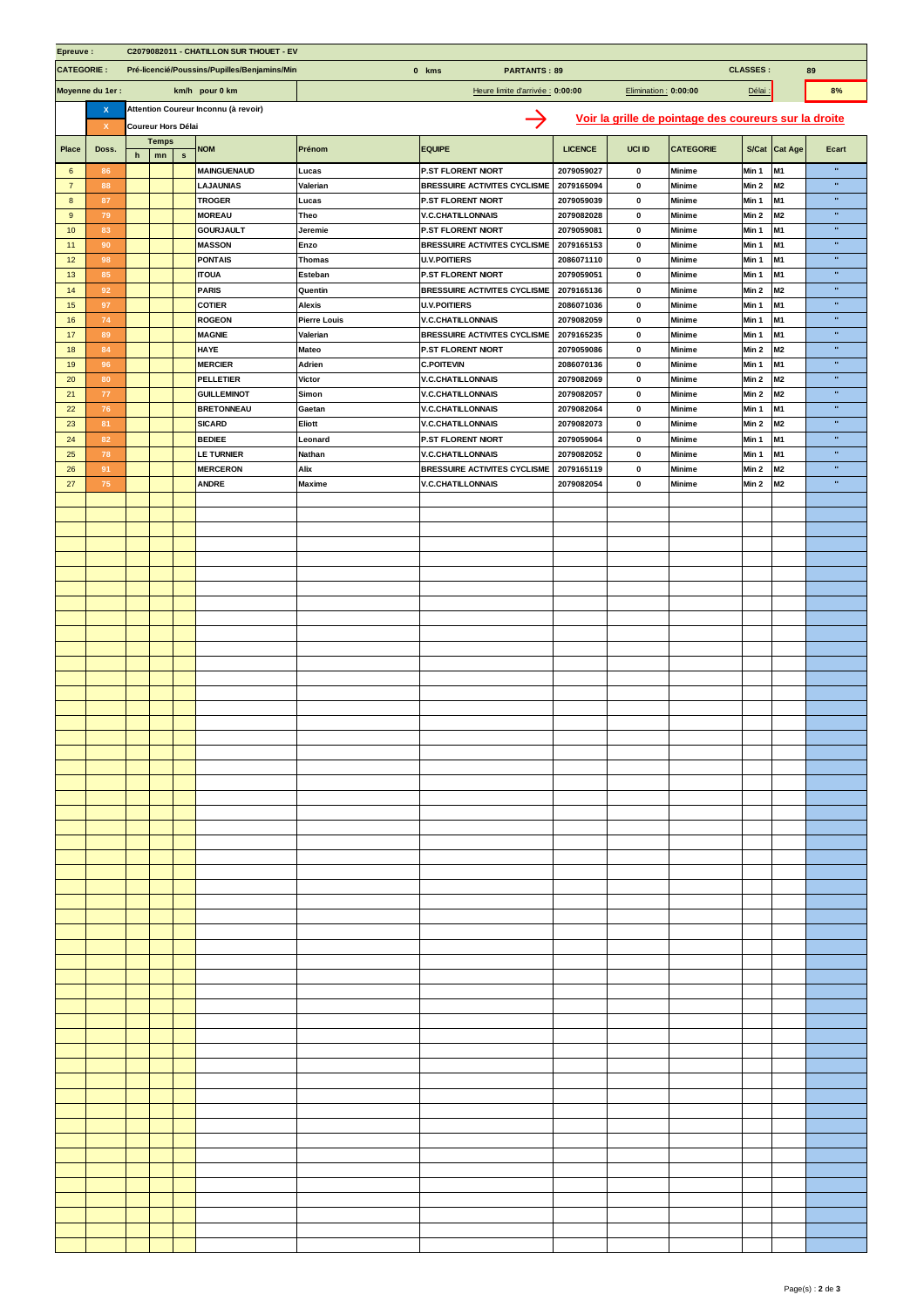| Epreuve : | C2079082011 - CHATILLON SUR THOUET - EV | | | | | | | | | |
|---|---|---|---|---|---|---|---|---|---|---|
| CATEGORIE : | Pré-licencié/Poussins/Pupilles/Benjamins/Min | | 0 kms | PARTANTS : 89 | | | CLASSES : | | 89 | |
| Moyenne du 1er : | km/h pour 0 km | | | Heure limite d'arrivée : 0:00:00 | | Elimination : 0:00:00 | | Délai : | | 8% |

X Attention Coureur Inconnu (à revoir)

X Coureur Hors Délai

Voir la grille de pointage des coureurs sur la droite

| Place | Doss. | Temps h | mn | s | NOM | Prénom | EQUIPE | LICENCE | UCI ID | CATEGORIE | S/Cat | Cat Age | Ecart |
|---|---|---|---|---|---|---|---|---|---|---|---|---|---|
| 6 | 86 | | | | MAINGUENAUD | Lucas | P.ST FLORENT NIORT | 2079059027 | 0 | Minime | Min 1 | M1 | " |
| 7 | 88 | | | | LAJAUNIAS | Valerian | BRESSUIRE ACTIVITES CYCLISME | 2079165094 | 0 | Minime | Min 2 | M2 | " |
| 8 | 87 | | | | TROGER | Lucas | P.ST FLORENT NIORT | 2079059039 | 0 | Minime | Min 2 | M2 | " |
| 9 | 79 | | | | MOREAU | Theo | V.C.CHATILLONNAIS | 2079082028 | 0 | Minime | Min 2 | M2 | " |
| 10 | 83 | | | | GOURJAULT | Jeremie | P.ST FLORENT NIORT | 2079059081 | 0 | Minime | Min 1 | M1 | " |
| 11 | 90 | | | | MASSON | Enzo | BRESSUIRE ACTIVITES CYCLISME | 2079165153 | 0 | Minime | Min 1 | M1 | " |
| 12 | 98 | | | | PONTAIS | Thomas | U.V.POITIERS | 2086071110 | 0 | Minime | Min 1 | M1 | " |
| 13 | 85 | | | | ITOUA | Esteban | P.ST FLORENT NIORT | 2079059051 | 0 | Minime | Min 1 | M1 | " |
| 14 | 92 | | | | PARIS | Quentin | BRESSUIRE ACTIVITES CYCLISME | 2079165136 | 0 | Minime | Min 2 | M2 | " |
| 15 | 97 | | | | COTIER | Alexis | U.V.POITIERS | 2086071036 | 0 | Minime | Min 1 | M1 | " |
| 16 | 74 | | | | ROGEON | Pierre Louis | V.C.CHATILLONNAIS | 2079082059 | 0 | Minime | Min 1 | M1 | " |
| 17 | 89 | | | | MAGNIE | Valerian | BRESSUIRE ACTIVITES CYCLISME | 2079165235 | 0 | Minime | Min 1 | M1 | " |
| 18 | 84 | | | | HAYE | Mateo | P.ST FLORENT NIORT | 2079059086 | 0 | Minime | Min 2 | M2 | " |
| 19 | 96 | | | | MERCIER | Adrien | C.POITEVIN | 2086070136 | 0 | Minime | Min 1 | M1 | " |
| 20 | 80 | | | | PELLETIER | Victor | V.C.CHATILLONNAIS | 2079082069 | 0 | Minime | Min 2 | M2 | " |
| 21 | 77 | | | | GUILLEMINOT | Simon | V.C.CHATILLONNAIS | 2079082057 | 0 | Minime | Min 2 | M2 | " |
| 22 | 76 | | | | BRETONNEAU | Gaetan | V.C.CHATILLONNAIS | 2079082064 | 0 | Minime | Min 1 | M1 | " |
| 23 | 81 | | | | SICARD | Eliott | V.C.CHATILLONNAIS | 2079082073 | 0 | Minime | Min 2 | M2 | " |
| 24 | 82 | | | | BEDIEE | Leonard | P.ST FLORENT NIORT | 2079059064 | 0 | Minime | Min 1 | M1 | " |
| 25 | 78 | | | | LE TURNIER | Nathan | V.C.CHATILLONNAIS | 2079082052 | 0 | Minime | Min 1 | M1 | " |
| 26 | 91 | | | | MERCERON | Alix | BRESSUIRE ACTIVITES CYCLISME | 2079165119 | 0 | Minime | Min 2 | M2 | " |
| 27 | 75 | | | | ANDRE | Maxime | V.C.CHATILLONNAIS | 2079082054 | 0 | Minime | Min 2 | M2 | " |